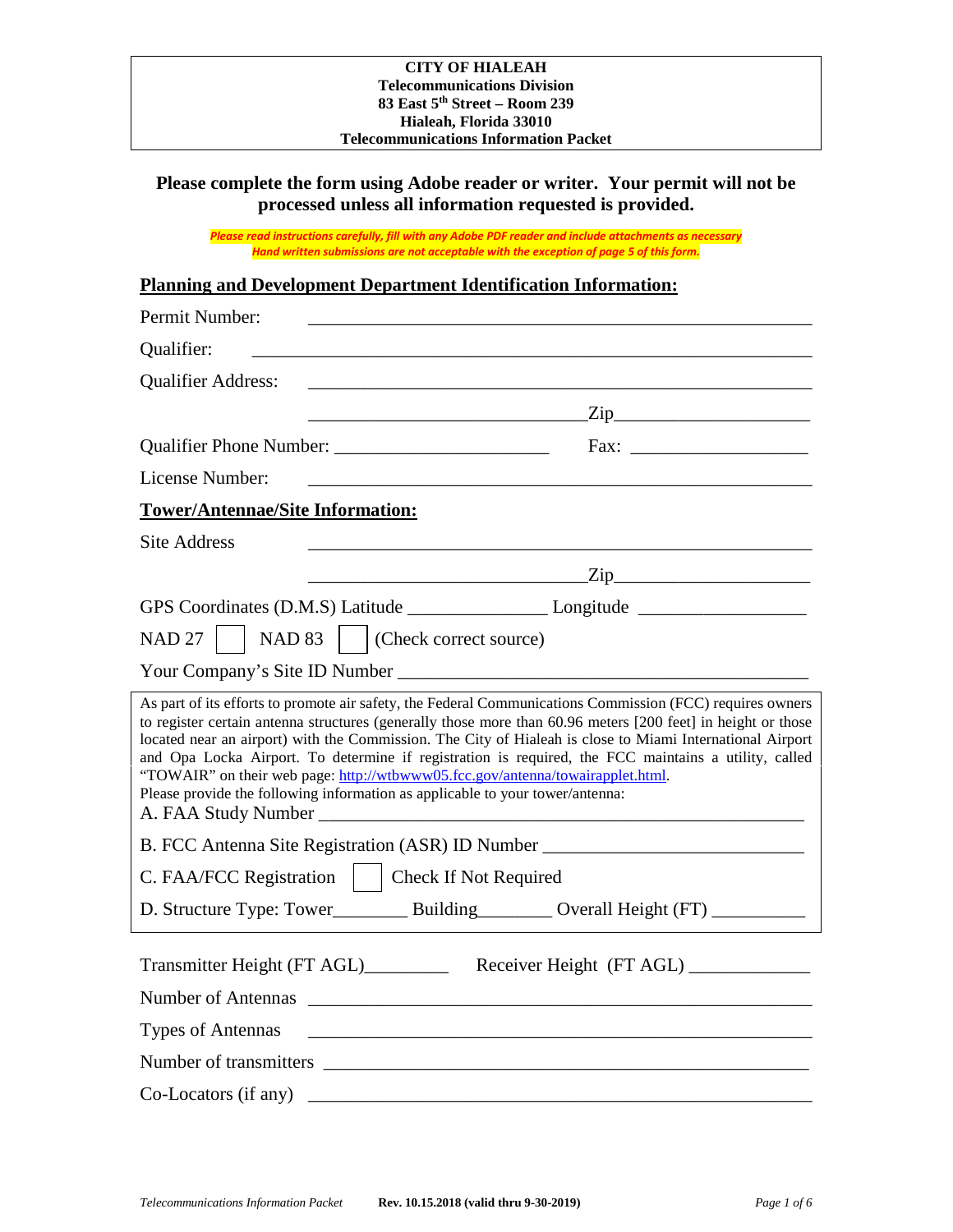**CITY OF HIALEAH**
**Telecommunications Division**
**83 East 5th Street – Room 239**
**Hialeah, Florida 33010**
**Telecommunications Information Packet**

**Please complete the form using Adobe reader or writer. Your permit will not be processed unless all information requested is provided.**

***Please read instructions carefully, fill with any Adobe PDF reader and include attachments as necessary***
***Hand written submissions are not acceptable with the exception of page 5 of this form.***

## Planning and Development Department Identification Information:

Permit Number: ______________________________________________

Qualifier: ______________________________________________

Qualifier Address: ______________________________________________

______________________________ Zip______________________

Qualifier Phone Number: ______________________ Fax: ___________________

License Number: ______________________________________________

## Tower/Antennae/Site Information:

Site Address ______________________________________________

______________________________ Zip______________________

GPS Coordinates (D.M.S) Latitude ______________ Longitude _________________

NAD 27 ☐ NAD 83 ☐ (Check correct source)

Your Company's Site ID Number ___________________________________________

As part of its efforts to promote air safety, the Federal Communications Commission (FCC) requires owners to register certain antenna structures (generally those more than 60.96 meters [200 feet] in height or those located near an airport) with the Commission. The City of Hialeah is close to Miami International Airport and Opa Locka Airport. To determine if registration is required, the FCC maintains a utility, called "TOWAIR" on their web page: http://wtbwww05.fcc.gov/antenna/towairapplet.html.
Please provide the following information as applicable to your tower/antenna:

A. FAA Study Number ______________________________________________

B. FCC Antenna Site Registration (ASR) ID Number ___________________________

C. FAA/FCC Registration ☐ Check If Not Required

D. Structure Type: Tower________ Building________ Overall Height (FT) __________

Transmitter Height (FT AGL)_________ Receiver Height (FT AGL) _____________

Number of Antennas ______________________________________________

Types of Antennas ______________________________________________

Number of transmitters ______________________________________________

Co-Locators (if any) ______________________________________________

*Telecommunications Information Packet* **Rev. 10.15.2018 (valid thru 9-30-2019)**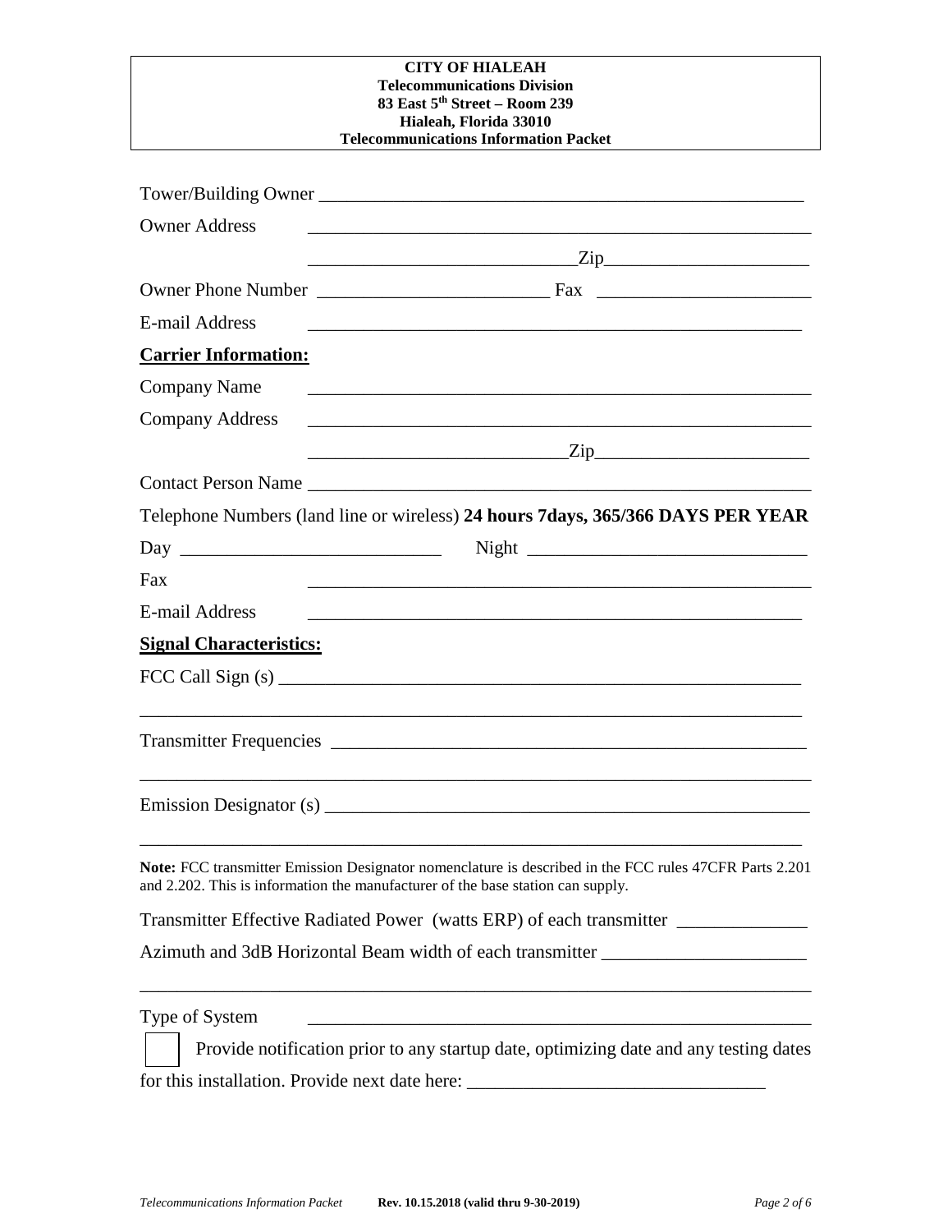**CITY OF HIALEAH**
**Telecommunications Division**
**83 East 5th Street – Room 239**
**Hialeah, Florida 33010**
**Telecommunications Information Packet**

Tower/Building Owner ______________________________________________________

Owner Address ______________________________________________________

______________________________Zip______________________

Owner Phone Number _________________________ Fax _______________________

E-mail Address ______________________________________________________

**Carrier Information:**

Company Name ______________________________________________________

Company Address ______________________________________________________

______________________________Zip______________________

Contact Person Name ______________________________________________________

Telephone Numbers (land line or wireless) **24 hours 7days, 365/366 DAYS PER YEAR**

Day ____________________________ Night ______________________________

Fax ______________________________________________________

E-mail Address ______________________________________________________

**Signal Characteristics:**

FCC Call Sign (s) ______________________________________________________

___________________________________________________________________________

Transmitter Frequencies ______________________________________________________

___________________________________________________________________________

Emission Designator (s) ______________________________________________________

___________________________________________________________________________

**Note:** FCC transmitter Emission Designator nomenclature is described in the FCC rules 47CFR Parts 2.201 and 2.202. This is information the manufacturer of the base station can supply.

Transmitter Effective Radiated Power (watts ERP) of each transmitter ______________

Azimuth and 3dB Horizontal Beam width of each transmitter ______________________

___________________________________________________________________________

Type of System ______________________________________________________

☐ Provide notification prior to any startup date, optimizing date and any testing dates for this installation. Provide next date here: _______________________________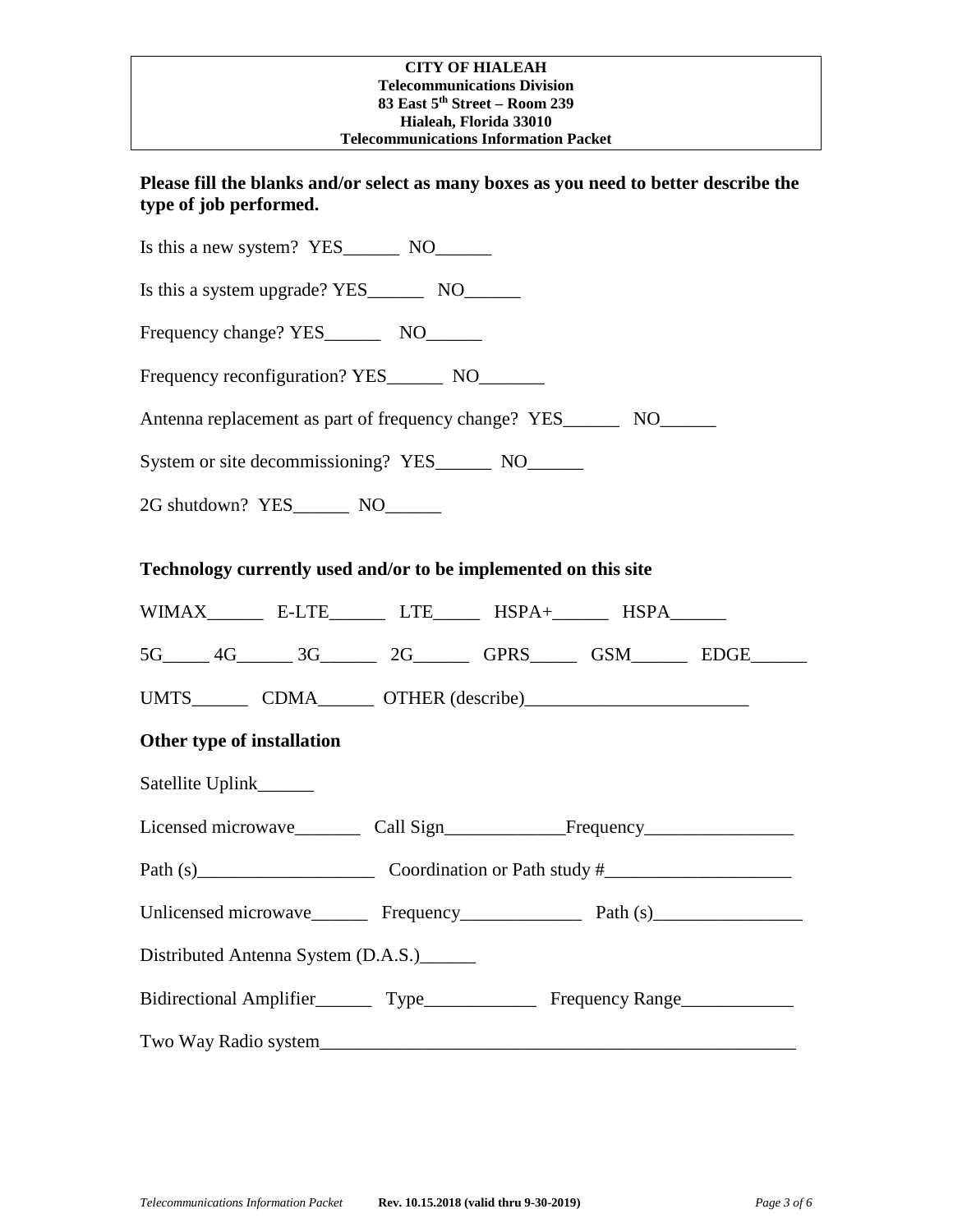**CITY OF HIALEAH**
**Telecommunications Division**
**83 East 5th Street – Room 239**
**Hialeah, Florida 33010**
**Telecommunications Information Packet**

**Please fill the blanks and/or select as many boxes as you need to better describe the type of job performed.**

Is this a new system? YES______ NO______

Is this a system upgrade? YES______ NO______

Frequency change? YES______ NO______

Frequency reconfiguration? YES______ NO_______

Antenna replacement as part of frequency change? YES______ NO______

System or site decommissioning? YES______ NO______

2G shutdown? YES______ NO______

**Technology currently used and/or to be implemented on this site**

WIMAX______ E-LTE______ LTE_____ HSPA+______ HSPA______

5G_____ 4G______ 3G______ 2G______ GPRS_____ GSM______ EDGE______

UMTS______ CDMA______ OTHER (describe)________________________

**Other type of installation**

Satellite Uplink______

Licensed microwave_______ Call Sign_____________Frequency________________

Path (s)___________________ Coordination or Path study #____________________

Unlicensed microwave______ Frequency_____________ Path (s)________________

Distributed Antenna System (D.A.S.)______

Bidirectional Amplifier______ Type____________ Frequency Range____________

Two Way Radio system_____________________________________________________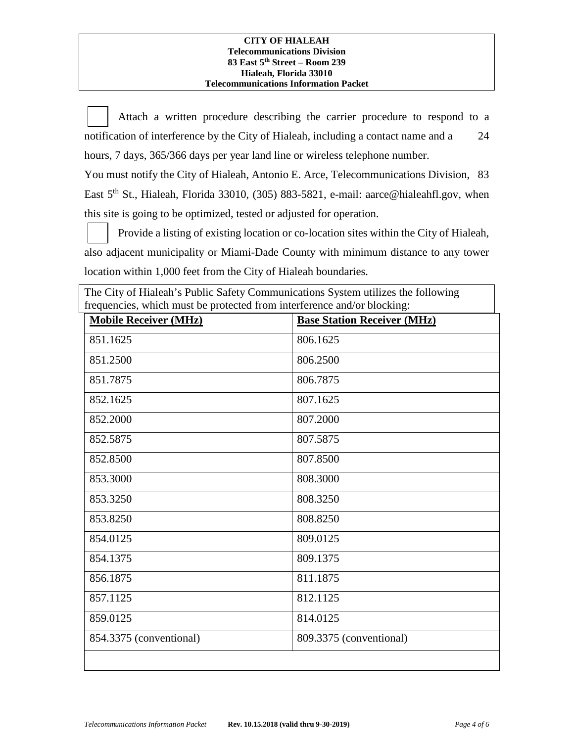**CITY OF HIALEAH**
**Telecommunications Division**
**83 East 5th Street – Room 239**
**Hialeah, Florida 33010**
**Telecommunications Information Packet**

☐ Attach a written procedure describing the carrier procedure to respond to a notification of interference by the City of Hialeah, including a contact name and a 24 hours, 7 days, 365/366 days per year land line or wireless telephone number.

You must notify the City of Hialeah, Antonio E. Arce, Telecommunications Division, 83 East 5th St., Hialeah, Florida 33010, (305) 883-5821, e-mail: aarce@hialeahfl.gov, when this site is going to be optimized, tested or adjusted for operation.

☐ Provide a listing of existing location or co-location sites within the City of Hialeah, also adjacent municipality or Miami-Dade County with minimum distance to any tower location within 1,000 feet from the City of Hialeah boundaries.

The City of Hialeah's Public Safety Communications System utilizes the following frequencies, which must be protected from interference and/or blocking:

| **Mobile Receiver (MHz)** | **Base Station Receiver (MHz)** |
|---|---|
| 851.1625 | 806.1625 |
| 851.2500 | 806.2500 |
| 851.7875 | 806.7875 |
| 852.1625 | 807.1625 |
| 852.2000 | 807.2000 |
| 852.5875 | 807.5875 |
| 852.8500 | 807.8500 |
| 853.3000 | 808.3000 |
| 853.3250 | 808.3250 |
| 853.8250 | 808.8250 |
| 854.0125 | 809.0125 |
| 854.1375 | 809.1375 |
| 856.1875 | 811.1875 |
| 857.1125 | 812.1125 |
| 859.0125 | 814.0125 |
| 854.3375 (conventional) | 809.3375 (conventional) |
| | |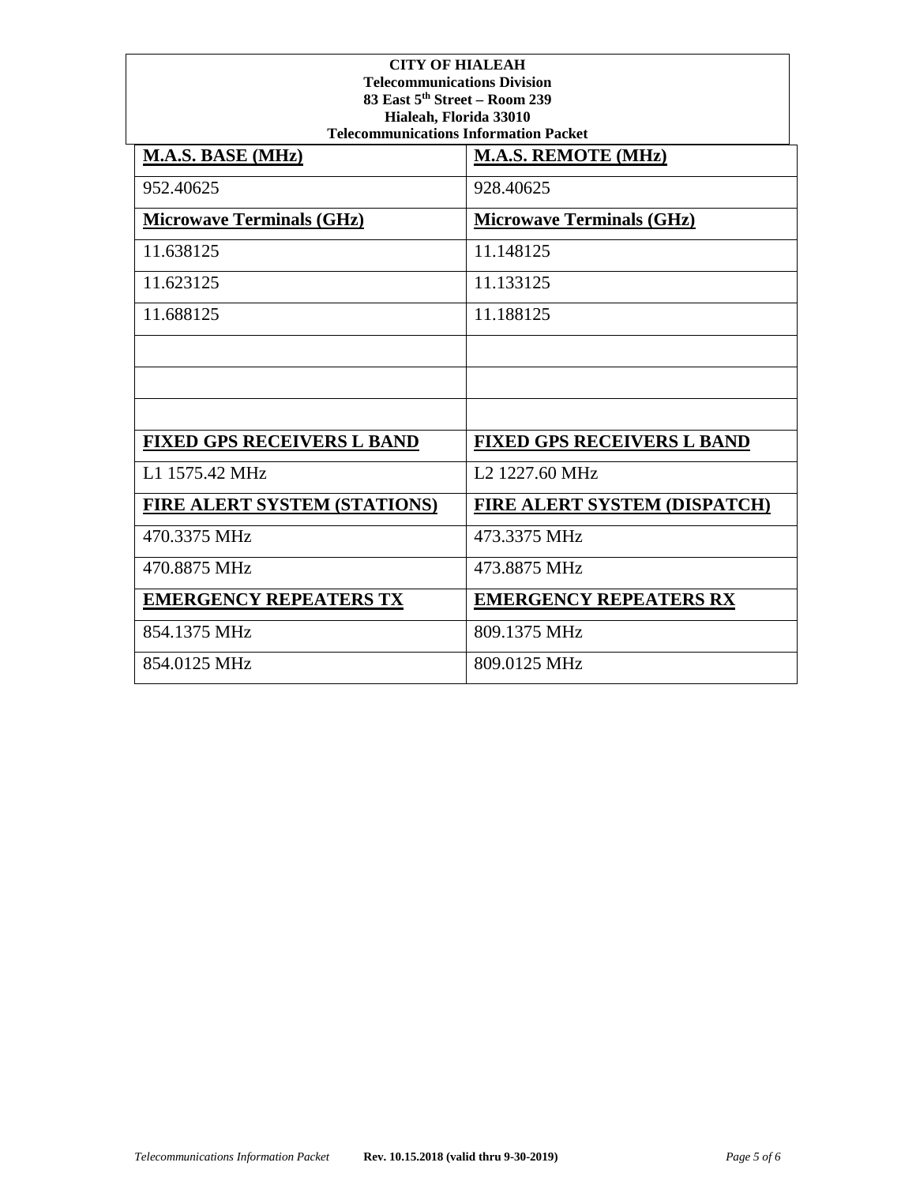**CITY OF HIALEAH**
**Telecommunications Division**
**83 East 5th Street – Room 239**
**Hialeah, Florida 33010**
**Telecommunications Information Packet**

| **M.A.S. BASE (MHz)** | **M.A.S. REMOTE (MHz)** |
|---|---|
| 952.40625 | 928.40625 |
| **Microwave Terminals (GHz)** | **Microwave Terminals (GHz)** |
| 11.638125 | 11.148125 |
| 11.623125 | 11.133125 |
| 11.688125 | 11.188125 |
| | |
| | |
| | |
| **FIXED GPS RECEIVERS L BAND** | **FIXED GPS RECEIVERS L BAND** |
| L1 1575.42 MHz | L2 1227.60 MHz |
| **FIRE ALERT SYSTEM (STATIONS)** | **FIRE ALERT SYSTEM (DISPATCH)** |
| 470.3375 MHz | 473.3375 MHz |
| 470.8875 MHz | 473.8875 MHz |
| **EMERGENCY REPEATERS TX** | **EMERGENCY REPEATERS RX** |
| 854.1375 MHz | 809.1375 MHz |
| 854.0125 MHz | 809.0125 MHz |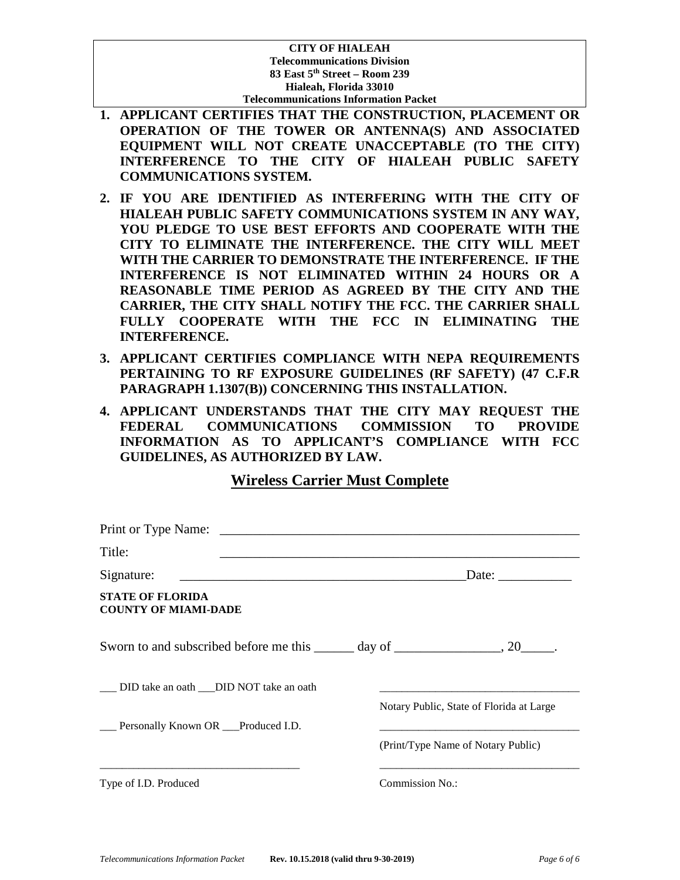**CITY OF HIALEAH**
**Telecommunications Division**
**83 East 5th Street – Room 239**
**Hialeah, Florida 33010**
**Telecommunications Information Packet**

1. **APPLICANT CERTIFIES THAT THE CONSTRUCTION, PLACEMENT OR OPERATION OF THE TOWER OR ANTENNA(S) AND ASSOCIATED EQUIPMENT WILL NOT CREATE UNACCEPTABLE (TO THE CITY) INTERFERENCE TO THE CITY OF HIALEAH PUBLIC SAFETY COMMUNICATIONS SYSTEM.**
2. **IF YOU ARE IDENTIFIED AS INTERFERING WITH THE CITY OF HIALEAH PUBLIC SAFETY COMMUNICATIONS SYSTEM IN ANY WAY, YOU PLEDGE TO USE BEST EFFORTS AND COOPERATE WITH THE CITY TO ELIMINATE THE INTERFERENCE. THE CITY WILL MEET WITH THE CARRIER TO DEMONSTRATE THE INTERFERENCE. IF THE INTERFERENCE IS NOT ELIMINATED WITHIN 24 HOURS OR A REASONABLE TIME PERIOD AS AGREED BY THE CITY AND THE CARRIER, THE CITY SHALL NOTIFY THE FCC. THE CARRIER SHALL FULLY COOPERATE WITH THE FCC IN ELIMINATING THE INTERFERENCE.**
3. **APPLICANT CERTIFIES COMPLIANCE WITH NEPA REQUIREMENTS PERTAINING TO RF EXPOSURE GUIDELINES (RF SAFETY) (47 C.F.R PARAGRAPH 1.1307(B)) CONCERNING THIS INSTALLATION.**
4. **APPLICANT UNDERSTANDS THAT THE CITY MAY REQUEST THE FEDERAL COMMUNICATIONS COMMISSION TO PROVIDE INFORMATION AS TO APPLICANT'S COMPLIANCE WITH FCC GUIDELINES, AS AUTHORIZED BY LAW.**

## Wireless Carrier Must Complete

Print or Type Name: ________________________________________________________

Title: ________________________________________________________

Signature: ____________________________________________ Date: ___________

**STATE OF FLORIDA**
**COUNTY OF MIAMI-DADE**

Sworn to and subscribed before me this ______ day of ________________, 20_____.

___ DID take an oath ___DID NOT take an oath

___________________________________
Notary Public, State of Florida at Large

___ Personally Known OR ___Produced I.D.

___________________________________
(Print/Type Name of Notary Public)

___________________________________
Type of I.D. Produced

___________________________________
Commission No.: